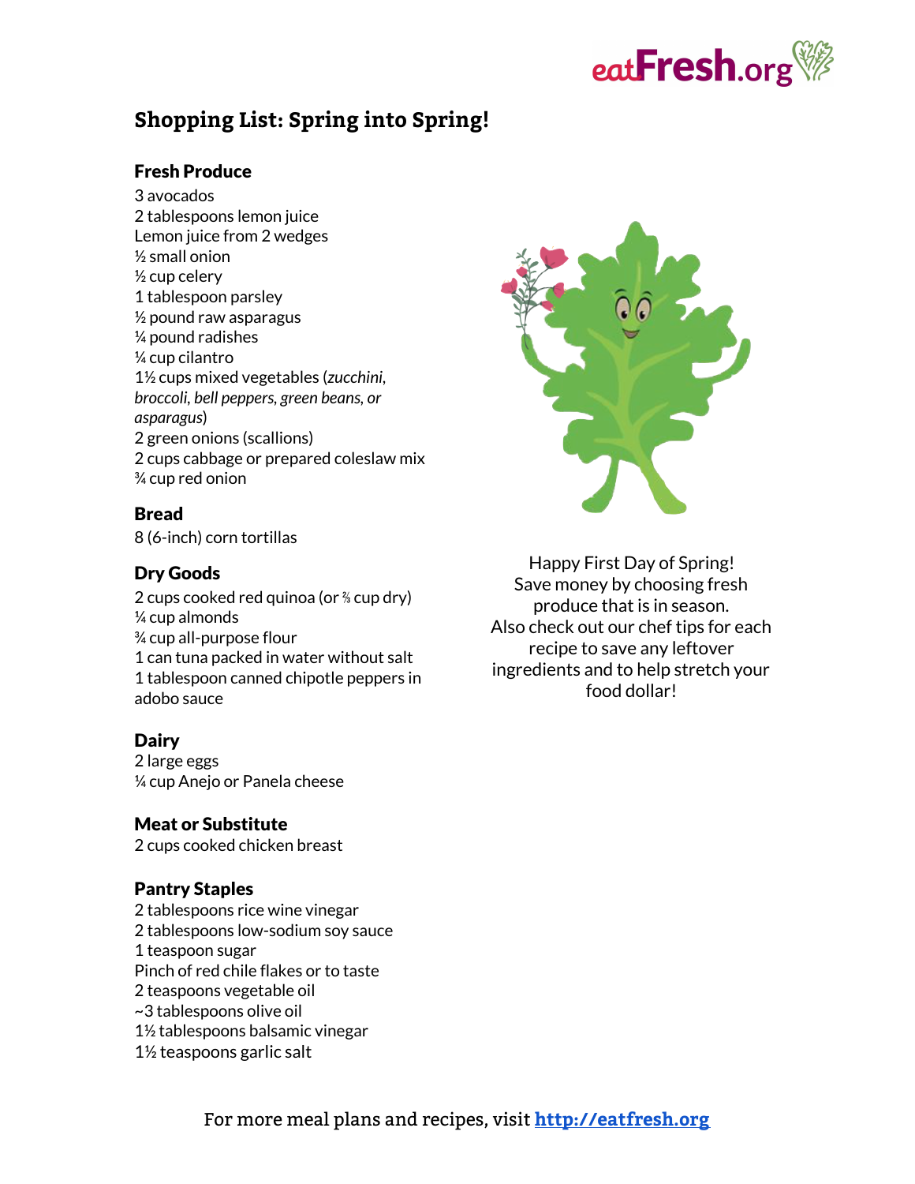eatFresh.org

# Shopping List: Spring into Spring!

### Fresh Produce

3 avocados
2 tablespoons lemon juice
Lemon juice from 2 wedges
½ small onion
½ cup celery
1 tablespoon parsley
½ pound raw asparagus
¼ pound radishes
¼ cup cilantro
1½ cups mixed vegetables (*zucchini, broccoli, bell peppers, green beans, or asparagus*)
2 green onions (scallions)
2 cups cabbage or prepared coleslaw mix
¾ cup red onion

### Bread

8 (6-inch) corn tortillas

### Dry Goods

2 cups cooked red quinoa (or ⅔ cup dry)
¼ cup almonds
¾ cup all-purpose flour
1 can tuna packed in water without salt
1 tablespoon canned chipotle peppers in adobo sauce

### Dairy

2 large eggs
¼ cup Anejo or Panela cheese

### Meat or Substitute

2 cups cooked chicken breast

### Pantry Staples

2 tablespoons rice wine vinegar
2 tablespoons low-sodium soy sauce
1 teaspoon sugar
Pinch of red chile flakes or to taste
2 teaspoons vegetable oil
~3 tablespoons olive oil
1½ tablespoons balsamic vinegar
1½ teaspoons garlic salt

Happy First Day of Spring!
Save money by choosing fresh produce that is in season.
Also check out our chef tips for each recipe to save any leftover ingredients and to help stretch your food dollar!

For more meal plans and recipes, visit [http://eatfresh.org](http://eatfresh.org)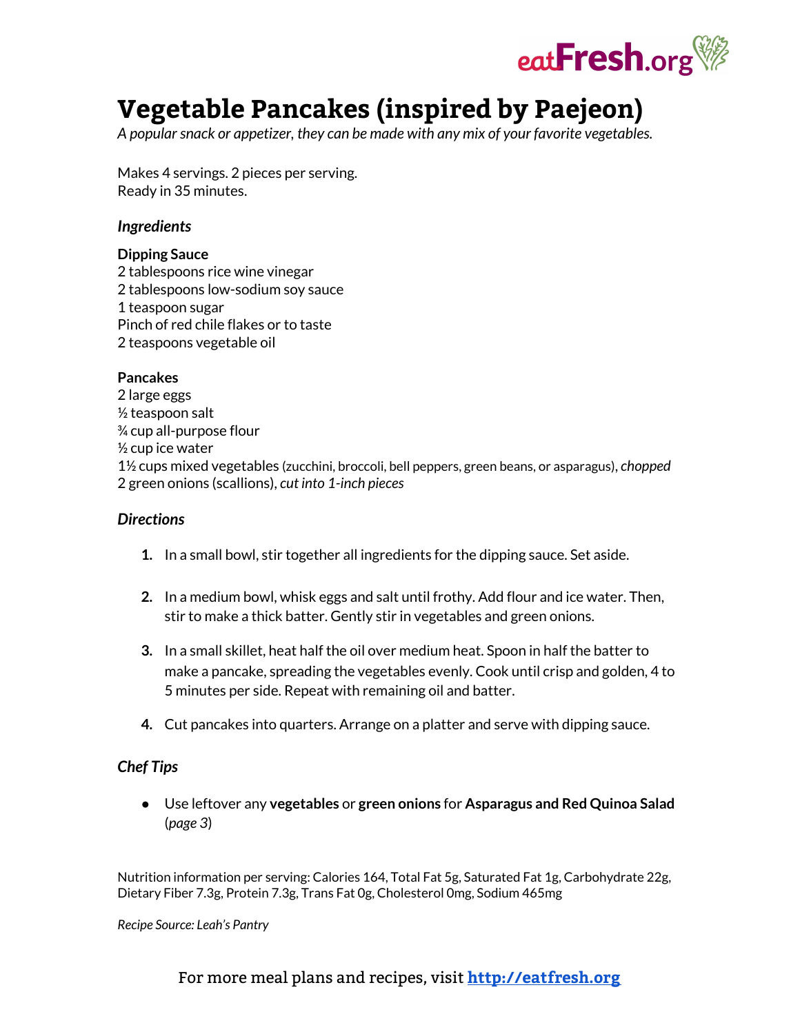# Vegetable Pancakes (inspired by Paejeon)

*A popular snack or appetizer, they can be made with any mix of your favorite vegetables.*

Makes 4 servings. 2 pieces per serving.
Ready in 35 minutes.

### *Ingredients*

**Dipping Sauce**
2 tablespoons rice wine vinegar
2 tablespoons low-sodium soy sauce
1 teaspoon sugar
Pinch of red chile flakes or to taste
2 teaspoons vegetable oil

**Pancakes**
2 large eggs
½ teaspoon salt
¾ cup all-purpose flour
½ cup ice water
1½ cups mixed vegetables (zucchini, broccoli, bell peppers, green beans, or asparagus), *chopped*
2 green onions (scallions), *cut into 1-inch pieces*

### *Directions*

1. In a small bowl, stir together all ingredients for the dipping sauce. Set aside.
2. In a medium bowl, whisk eggs and salt until frothy. Add flour and ice water. Then, stir to make a thick batter. Gently stir in vegetables and green onions.
3. In a small skillet, heat half the oil over medium heat. Spoon in half the batter to make a pancake, spreading the vegetables evenly. Cook until crisp and golden, 4 to 5 minutes per side. Repeat with remaining oil and batter.
4. Cut pancakes into quarters. Arrange on a platter and serve with dipping sauce.

### *Chef Tips*

- Use leftover any **vegetables** or **green onions** for **Asparagus and Red Quinoa Salad** (*page 3*)

Nutrition information per serving: Calories 164, Total Fat 5g, Saturated Fat 1g, Carbohydrate 22g, Dietary Fiber 7.3g, Protein 7.3g, Trans Fat 0g, Cholesterol 0mg, Sodium 465mg

*Recipe Source: Leah's Pantry*

For more meal plans and recipes, visit [http://eatfresh.org](http://eatfresh.org)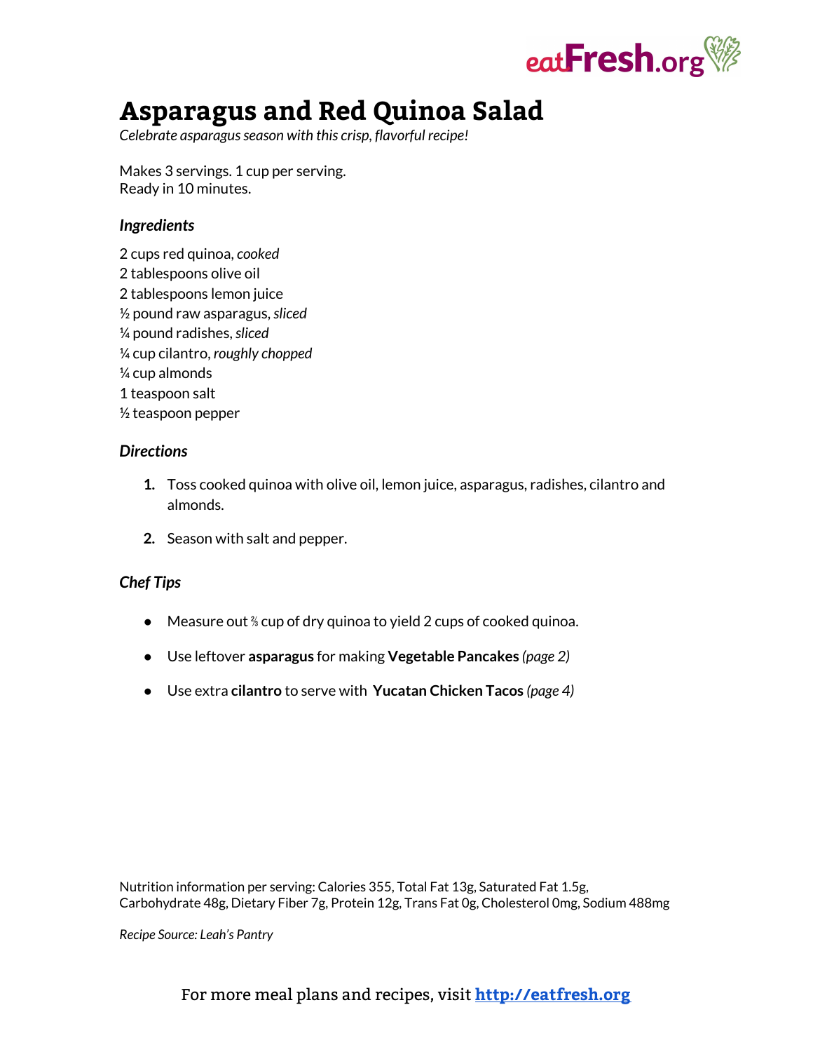# Asparagus and Red Quinoa Salad

*Celebrate asparagus season with this crisp, flavorful recipe!*

Makes 3 servings. 1 cup per serving.
Ready in 10 minutes.

### *Ingredients*

2 cups red quinoa, *cooked*
2 tablespoons olive oil
2 tablespoons lemon juice
½ pound raw asparagus, *sliced*
¼ pound radishes, *sliced*
¼ cup cilantro, *roughly chopped*
¼ cup almonds
1 teaspoon salt
½ teaspoon pepper

### *Directions*

1. Toss cooked quinoa with olive oil, lemon juice, asparagus, radishes, cilantro and almonds.
2. Season with salt and pepper.

### *Chef Tips*

- Measure out ⅔ cup of dry quinoa to yield 2 cups of cooked quinoa.
- Use leftover **asparagus** for making **Vegetable Pancakes** *(page 2)*
- Use extra **cilantro** to serve with **Yucatan Chicken Tacos** *(page 4)*

Nutrition information per serving: Calories 355, Total Fat 13g, Saturated Fat 1.5g, Carbohydrate 48g, Dietary Fiber 7g, Protein 12g, Trans Fat 0g, Cholesterol 0mg, Sodium 488mg

*Recipe Source: Leah's Pantry*

For more meal plans and recipes, visit **http://eatfresh.org**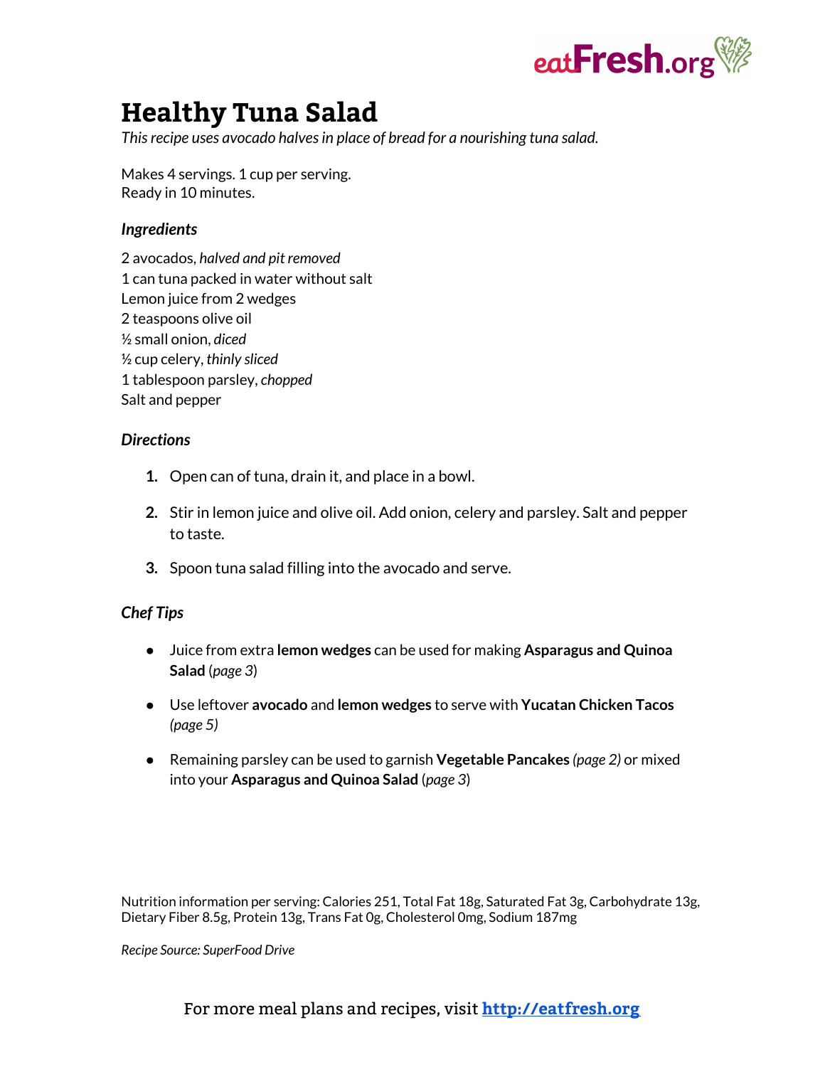# Healthy Tuna Salad

*This recipe uses avocado halves in place of bread for a nourishing tuna salad.*

Makes 4 servings. 1 cup per serving.
Ready in 10 minutes.

### *Ingredients*

2 avocados, *halved and pit removed*
1 can tuna packed in water without salt
Lemon juice from 2 wedges
2 teaspoons olive oil
½ small onion, *diced*
½ cup celery, *thinly sliced*
1 tablespoon parsley, *chopped*
Salt and pepper

### *Directions*

1. Open can of tuna, drain it, and place in a bowl.
2. Stir in lemon juice and olive oil. Add onion, celery and parsley. Salt and pepper to taste.
3. Spoon tuna salad filling into the avocado and serve.

### *Chef Tips*

- Juice from extra **lemon wedges** can be used for making **Asparagus and Quinoa Salad** (*page 3*)
- Use leftover **avocado** and **lemon wedges** to serve with **Yucatan Chicken Tacos** *(page 5)*
- Remaining parsley can be used to garnish **Vegetable Pancakes** *(page 2)* or mixed into your **Asparagus and Quinoa Salad** (*page 3*)

Nutrition information per serving: Calories 251, Total Fat 18g, Saturated Fat 3g, Carbohydrate 13g, Dietary Fiber 8.5g, Protein 13g, Trans Fat 0g, Cholesterol 0mg, Sodium 187mg

*Recipe Source: SuperFood Drive*

For more meal plans and recipes, visit **[http://eatfresh.org](http://eatfresh.org)**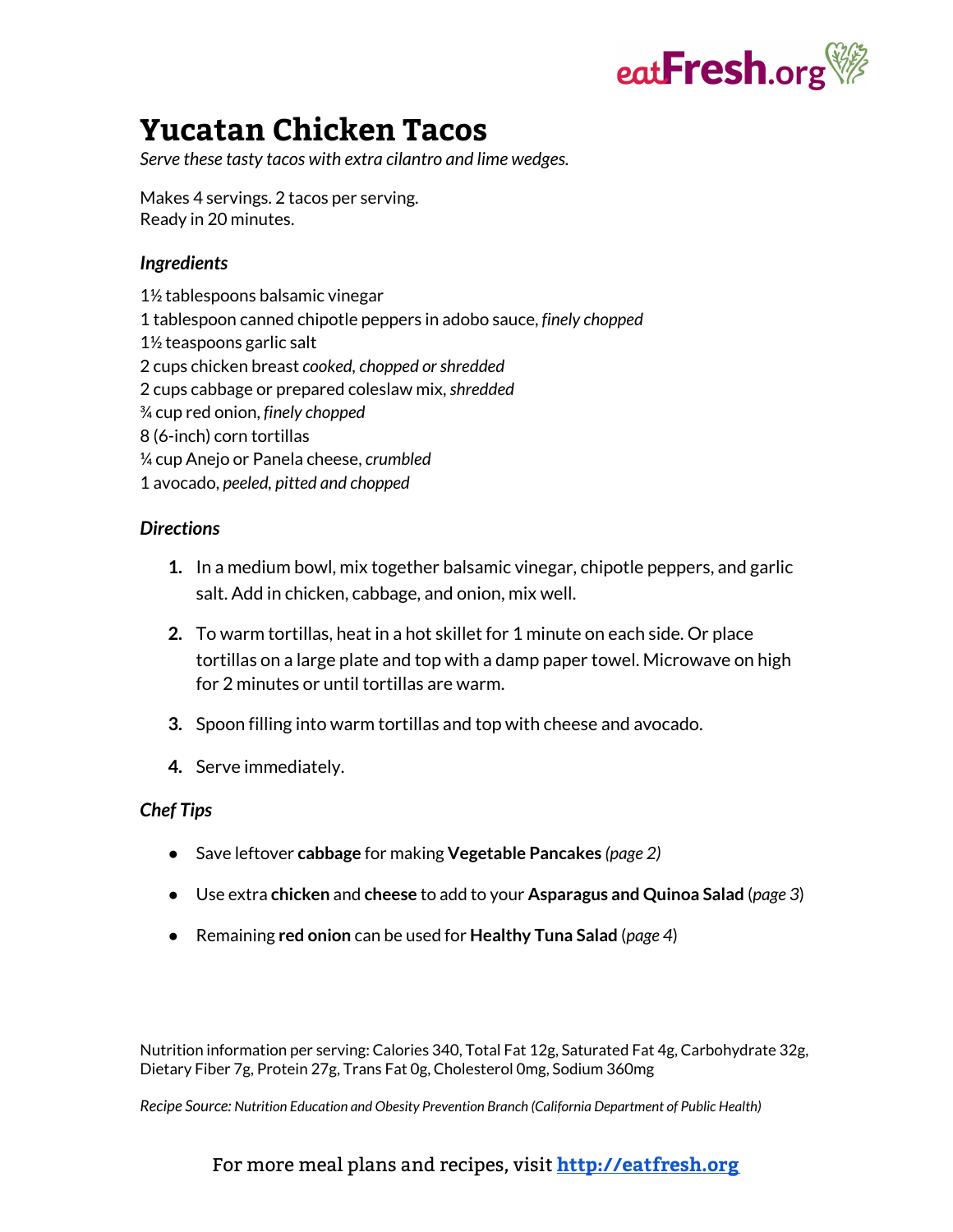eatFresh.org

# Yucatan Chicken Tacos

*Serve these tasty tacos with extra cilantro and lime wedges.*

Makes 4 servings. 2 tacos per serving.
Ready in 20 minutes.

### *Ingredients*

1½ tablespoons balsamic vinegar
1 tablespoon canned chipotle peppers in adobo sauce, *finely chopped*
1½ teaspoons garlic salt
2 cups chicken breast *cooked, chopped or shredded*
2 cups cabbage or prepared coleslaw mix, *shredded*
¾ cup red onion, *finely chopped*
8 (6-inch) corn tortillas
¼ cup Anejo or Panela cheese, *crumbled*
1 avocado, *peeled, pitted and chopped*

### *Directions*

1. In a medium bowl, mix together balsamic vinegar, chipotle peppers, and garlic salt. Add in chicken, cabbage, and onion, mix well.
2. To warm tortillas, heat in a hot skillet for 1 minute on each side. Or place tortillas on a large plate and top with a damp paper towel. Microwave on high for 2 minutes or until tortillas are warm.
3. Spoon filling into warm tortillas and top with cheese and avocado.
4. Serve immediately.

### *Chef Tips*

- Save leftover **cabbage** for making **Vegetable Pancakes** *(page 2)*
- Use extra **chicken** and **cheese** to add to your **Asparagus and Quinoa Salad** (*page 3*)
- Remaining **red onion** can be used for **Healthy Tuna Salad** (*page 4*)

Nutrition information per serving: Calories 340, Total Fat 12g, Saturated Fat 4g, Carbohydrate 32g, Dietary Fiber 7g, Protein 27g, Trans Fat 0g, Cholesterol 0mg, Sodium 360mg

*Recipe Source: Nutrition Education and Obesity Prevention Branch (California Department of Public Health)*

For more meal plans and recipes, visit **http://eatfresh.org**